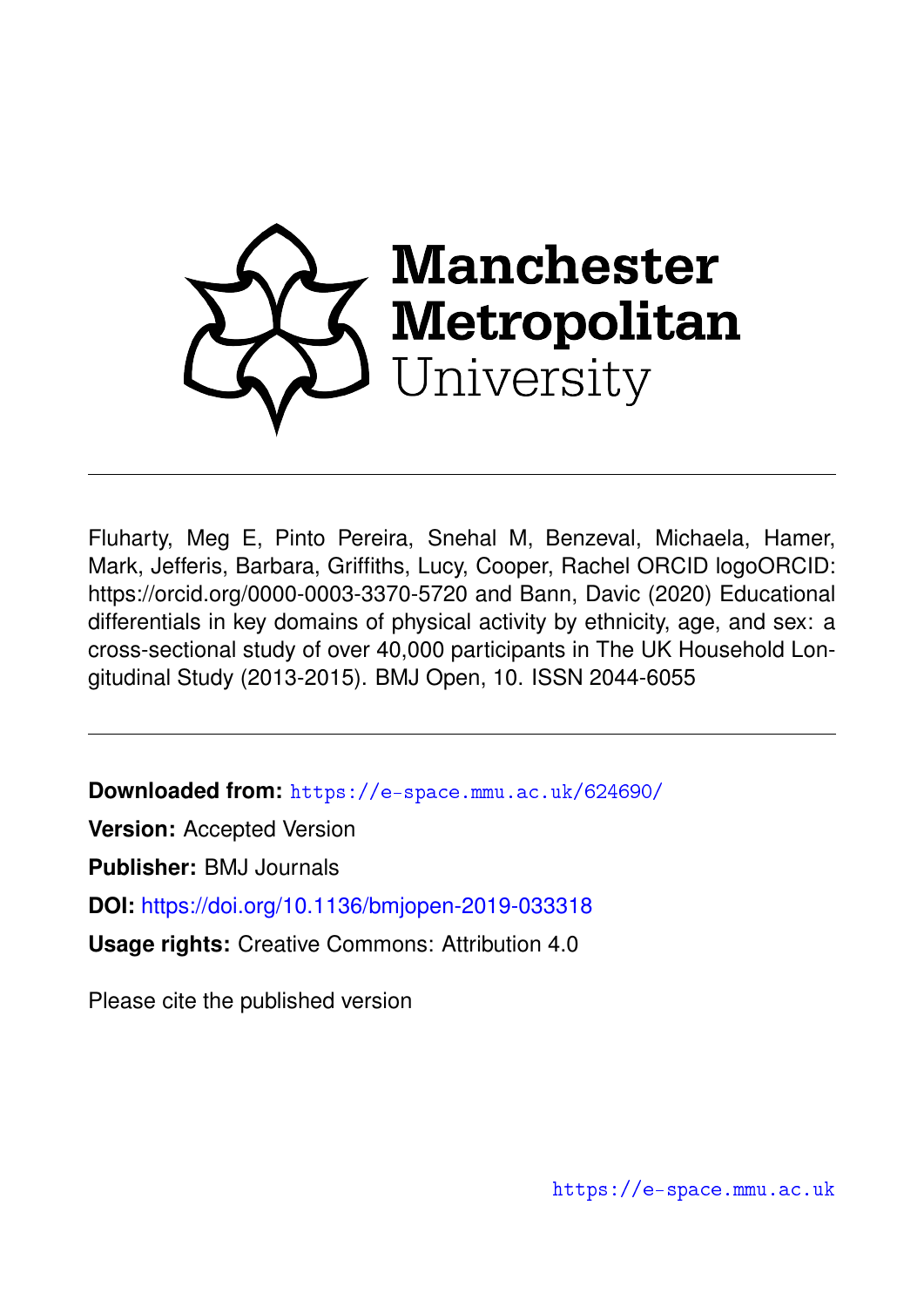Manchester Metropolitan University

Fluharty, Meg E, Pinto Pereira, Snehal M, Benzeval, Michaela, Hamer, Mark, Jefferis, Barbara, Griffiths, Lucy, Cooper, Rachel ORCID logoORCID: https://orcid.org/0000-0003-3370-5720 and Bann, Davic (2020) Educational differentials in key domains of physical activity by ethnicity, age, and sex: a cross-sectional study of over 40,000 participants in The UK Household Longitudinal Study (2013-2015). BMJ Open, 10. ISSN 2044-6055

**Downloaded from:** https://e-space.mmu.ac.uk/624690/

**Version:** Accepted Version

**Publisher:** BMJ Journals

**DOI:** https://doi.org/10.1136/bmjopen-2019-033318

**Usage rights:** Creative Commons: Attribution 4.0

Please cite the published version

https://e-space.mmu.ac.uk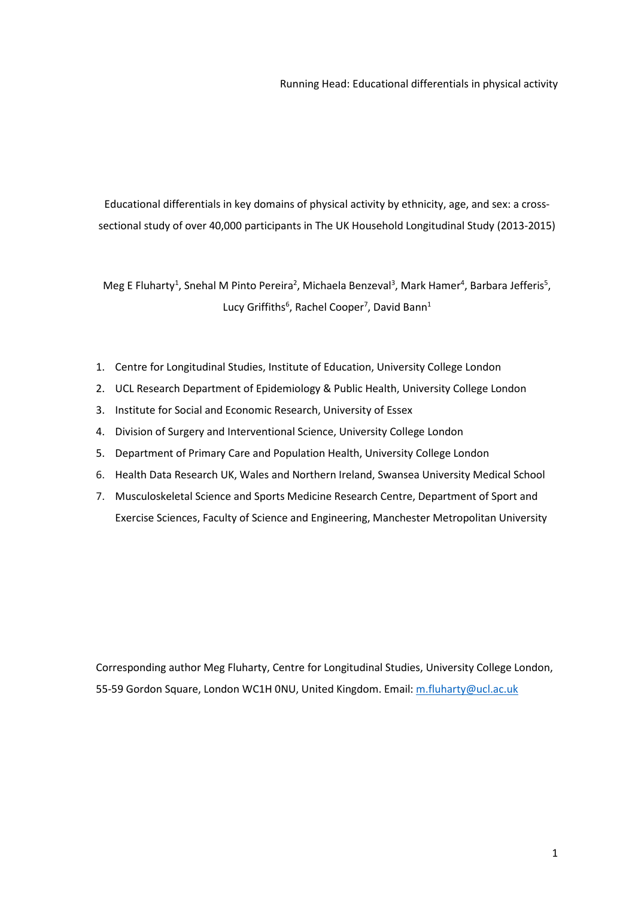Educational differentials in key domains of physical activity by ethnicity, age, and sex: a cross-sectional study of over 40,000 participants in The UK Household Longitudinal Study (2013-2015)

Meg E Fluharty[1], Snehal M Pinto Pereira[2], Michaela Benzeval[3], Mark Hamer[4], Barbara Jefferis[5], Lucy Griffiths[6], Rachel Cooper[7], David Bann[1]

1. Centre for Longitudinal Studies, Institute of Education, University College London
2. UCL Research Department of Epidemiology & Public Health, University College London
3. Institute for Social and Economic Research, University of Essex
4. Division of Surgery and Interventional Science, University College London
5. Department of Primary Care and Population Health, University College London
6. Health Data Research UK, Wales and Northern Ireland, Swansea University Medical School
7. Musculoskeletal Science and Sports Medicine Research Centre, Department of Sport and Exercise Sciences, Faculty of Science and Engineering, Manchester Metropolitan University

Corresponding author Meg Fluharty, Centre for Longitudinal Studies, University College London, 55-59 Gordon Square, London WC1H 0NU, United Kingdom. Email: m.fluharty@ucl.ac.uk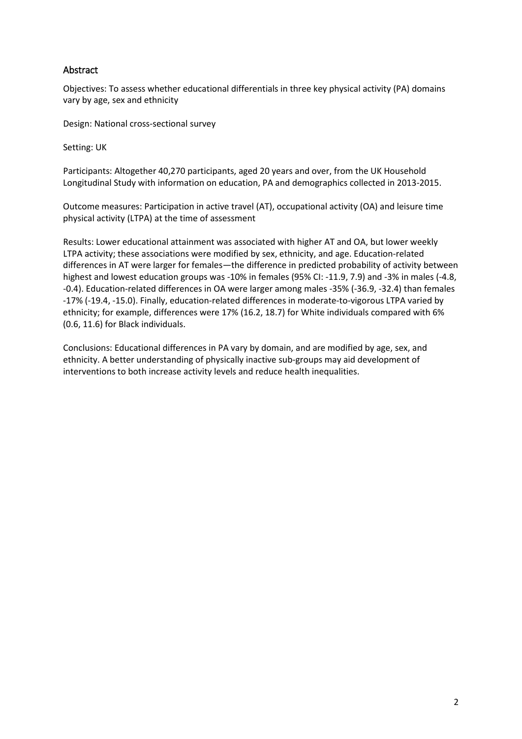## Abstract

Objectives: To assess whether educational differentials in three key physical activity (PA) domains vary by age, sex and ethnicity

Design: National cross-sectional survey

Setting: UK

Participants: Altogether 40,270 participants, aged 20 years and over, from the UK Household Longitudinal Study with information on education, PA and demographics collected in 2013-2015.

Outcome measures: Participation in active travel (AT), occupational activity (OA) and leisure time physical activity (LTPA) at the time of assessment

Results: Lower educational attainment was associated with higher AT and OA, but lower weekly LTPA activity; these associations were modified by sex, ethnicity, and age. Education-related differences in AT were larger for females—the difference in predicted probability of activity between highest and lowest education groups was -10% in females (95% CI: -11.9, 7.9) and -3% in males (-4.8, -0.4). Education-related differences in OA were larger among males -35% (-36.9, -32.4) than females -17% (-19.4, -15.0). Finally, education-related differences in moderate-to-vigorous LTPA varied by ethnicity; for example, differences were 17% (16.2, 18.7) for White individuals compared with 6% (0.6, 11.6) for Black individuals.

Conclusions: Educational differences in PA vary by domain, and are modified by age, sex, and ethnicity. A better understanding of physically inactive sub-groups may aid development of interventions to both increase activity levels and reduce health inequalities.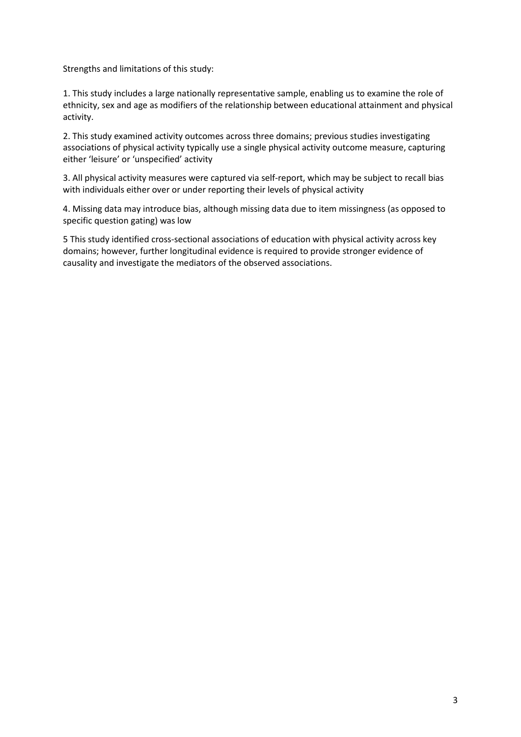Strengths and limitations of this study:

1. This study includes a large nationally representative sample, enabling us to examine the role of ethnicity, sex and age as modifiers of the relationship between educational attainment and physical activity.

2. This study examined activity outcomes across three domains; previous studies investigating associations of physical activity typically use a single physical activity outcome measure, capturing either 'leisure' or 'unspecified' activity

3. All physical activity measures were captured via self-report, which may be subject to recall bias with individuals either over or under reporting their levels of physical activity

4. Missing data may introduce bias, although missing data due to item missingness (as opposed to specific question gating) was low

5 This study identified cross-sectional associations of education with physical activity across key domains; however, further longitudinal evidence is required to provide stronger evidence of causality and investigate the mediators of the observed associations.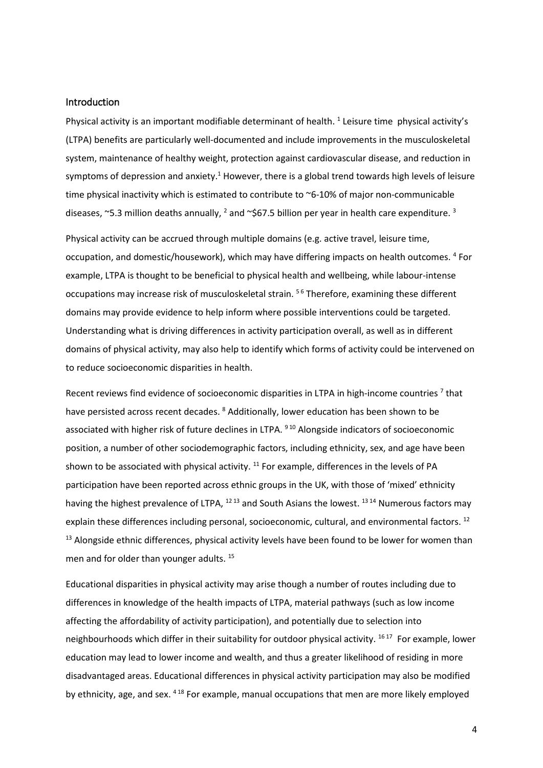## Introduction

Physical activity is an important modifiable determinant of health. [1] Leisure time physical activity's (LTPA) benefits are particularly well-documented and include improvements in the musculoskeletal system, maintenance of healthy weight, protection against cardiovascular disease, and reduction in symptoms of depression and anxiety.[1] However, there is a global trend towards high levels of leisure time physical inactivity which is estimated to contribute to ~6-10% of major non-communicable diseases, ~5.3 million deaths annually, [2] and ~$67.5 billion per year in health care expenditure. [3]

Physical activity can be accrued through multiple domains (e.g. active travel, leisure time, occupation, and domestic/housework), which may have differing impacts on health outcomes. [4] For example, LTPA is thought to be beneficial to physical health and wellbeing, while labour-intense occupations may increase risk of musculoskeletal strain. [5,6] Therefore, examining these different domains may provide evidence to help inform where possible interventions could be targeted. Understanding what is driving differences in activity participation overall, as well as in different domains of physical activity, may also help to identify which forms of activity could be intervened on to reduce socioeconomic disparities in health.

Recent reviews find evidence of socioeconomic disparities in LTPA in high-income countries [7] that have persisted across recent decades. [8] Additionally, lower education has been shown to be associated with higher risk of future declines in LTPA. [9,10] Alongside indicators of socioeconomic position, a number of other sociodemographic factors, including ethnicity, sex, and age have been shown to be associated with physical activity. [11] For example, differences in the levels of PA participation have been reported across ethnic groups in the UK, with those of 'mixed' ethnicity having the highest prevalence of LTPA, [12,13] and South Asians the lowest. [13,14] Numerous factors may explain these differences including personal, socioeconomic, cultural, and environmental factors. [12,13] Alongside ethnic differences, physical activity levels have been found to be lower for women than men and for older than younger adults. [15]

Educational disparities in physical activity may arise though a number of routes including due to differences in knowledge of the health impacts of LTPA, material pathways (such as low income affecting the affordability of activity participation), and potentially due to selection into neighbourhoods which differ in their suitability for outdoor physical activity. [16,17] For example, lower education may lead to lower income and wealth, and thus a greater likelihood of residing in more disadvantaged areas. Educational differences in physical activity participation may also be modified by ethnicity, age, and sex. [4,18] For example, manual occupations that men are more likely employed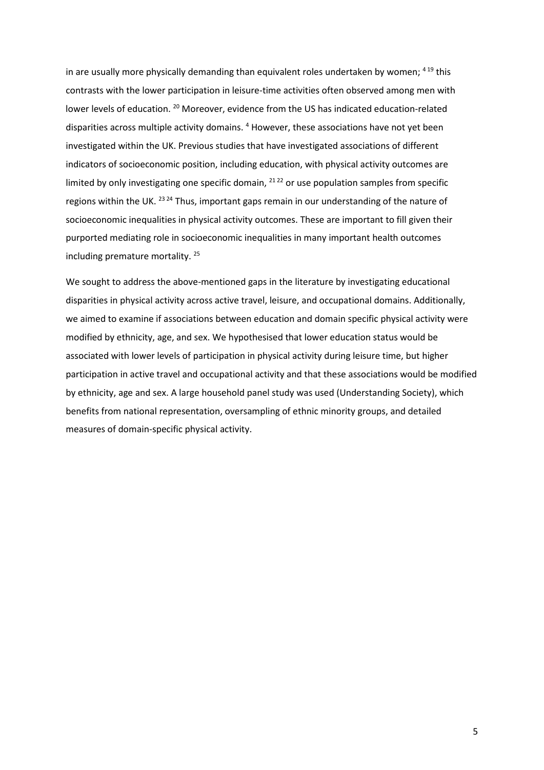in are usually more physically demanding than equivalent roles undertaken by women; [4 19] this contrasts with the lower participation in leisure-time activities often observed among men with lower levels of education. [20] Moreover, evidence from the US has indicated education-related disparities across multiple activity domains. [4] However, these associations have not yet been investigated within the UK. Previous studies that have investigated associations of different indicators of socioeconomic position, including education, with physical activity outcomes are limited by only investigating one specific domain, [21 22] or use population samples from specific regions within the UK. [23 24] Thus, important gaps remain in our understanding of the nature of socioeconomic inequalities in physical activity outcomes. These are important to fill given their purported mediating role in socioeconomic inequalities in many important health outcomes including premature mortality. [25]

We sought to address the above-mentioned gaps in the literature by investigating educational disparities in physical activity across active travel, leisure, and occupational domains. Additionally, we aimed to examine if associations between education and domain specific physical activity were modified by ethnicity, age, and sex. We hypothesised that lower education status would be associated with lower levels of participation in physical activity during leisure time, but higher participation in active travel and occupational activity and that these associations would be modified by ethnicity, age and sex. A large household panel study was used (Understanding Society), which benefits from national representation, oversampling of ethnic minority groups, and detailed measures of domain-specific physical activity.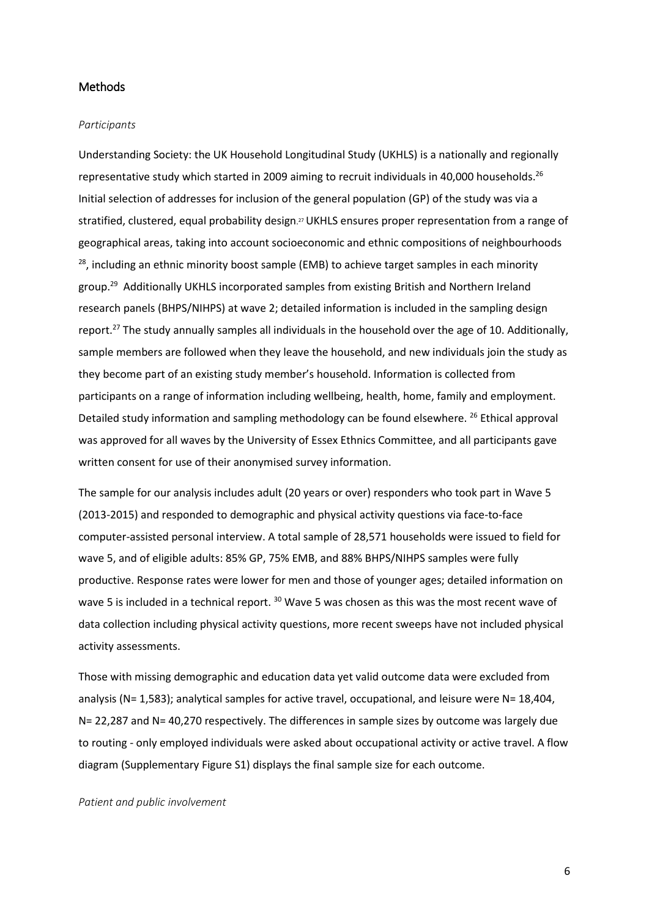## Methods

*Participants*

Understanding Society: the UK Household Longitudinal Study (UKHLS) is a nationally and regionally representative study which started in 2009 aiming to recruit individuals in 40,000 households.[26] Initial selection of addresses for inclusion of the general population (GP) of the study was via a stratified, clustered, equal probability design.[27] UKHLS ensures proper representation from a range of geographical areas, taking into account socioeconomic and ethnic compositions of neighbourhoods [28], including an ethnic minority boost sample (EMB) to achieve target samples in each minority group.[29] Additionally UKHLS incorporated samples from existing British and Northern Ireland research panels (BHPS/NIHPS) at wave 2; detailed information is included in the sampling design report.[27] The study annually samples all individuals in the household over the age of 10. Additionally, sample members are followed when they leave the household, and new individuals join the study as they become part of an existing study member's household. Information is collected from participants on a range of information including wellbeing, health, home, family and employment. Detailed study information and sampling methodology can be found elsewhere. [26] Ethical approval was approved for all waves by the University of Essex Ethnics Committee, and all participants gave written consent for use of their anonymised survey information.

The sample for our analysis includes adult (20 years or over) responders who took part in Wave 5 (2013-2015) and responded to demographic and physical activity questions via face-to-face computer-assisted personal interview. A total sample of 28,571 households were issued to field for wave 5, and of eligible adults: 85% GP, 75% EMB, and 88% BHPS/NIHPS samples were fully productive. Response rates were lower for men and those of younger ages; detailed information on wave 5 is included in a technical report. [30] Wave 5 was chosen as this was the most recent wave of data collection including physical activity questions, more recent sweeps have not included physical activity assessments.

Those with missing demographic and education data yet valid outcome data were excluded from analysis (N= 1,583); analytical samples for active travel, occupational, and leisure were N= 18,404, N= 22,287 and N= 40,270 respectively. The differences in sample sizes by outcome was largely due to routing - only employed individuals were asked about occupational activity or active travel. A flow diagram (Supplementary Figure S1) displays the final sample size for each outcome.

*Patient and public involvement*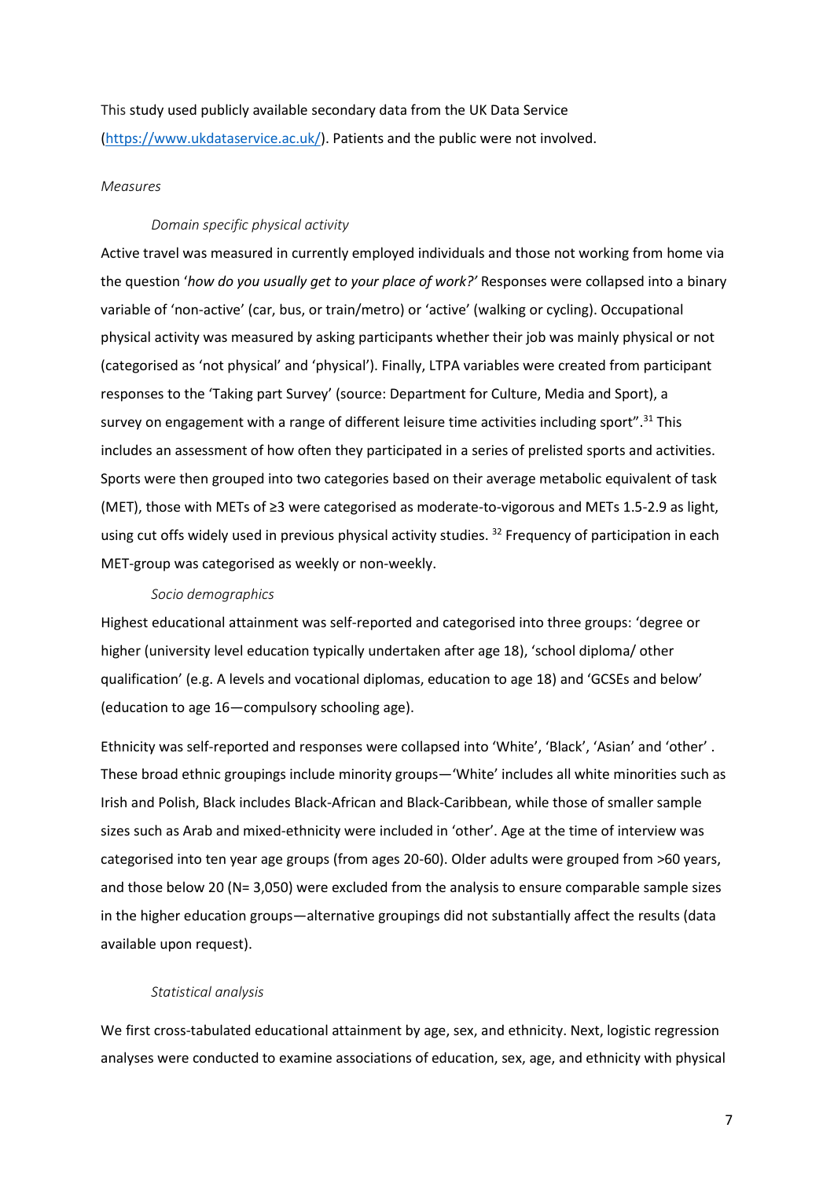This study used publicly available secondary data from the UK Data Service (https://www.ukdataservice.ac.uk/). Patients and the public were not involved.

### *Measures*

#### *Domain specific physical activity*

Active travel was measured in currently employed individuals and those not working from home via the question '*how do you usually get to your place of work?'* Responses were collapsed into a binary variable of 'non-active' (car, bus, or train/metro) or 'active' (walking or cycling). Occupational physical activity was measured by asking participants whether their job was mainly physical or not (categorised as 'not physical' and 'physical'). Finally, LTPA variables were created from participant responses to the 'Taking part Survey' (source: Department for Culture, Media and Sport), a survey on engagement with a range of different leisure time activities including sport".[31] This includes an assessment of how often they participated in a series of prelisted sports and activities. Sports were then grouped into two categories based on their average metabolic equivalent of task (MET), those with METs of ≥3 were categorised as moderate-to-vigorous and METs 1.5-2.9 as light, using cut offs widely used in previous physical activity studies. [32] Frequency of participation in each MET-group was categorised as weekly or non-weekly.

#### *Socio demographics*

Highest educational attainment was self-reported and categorised into three groups: 'degree or higher (university level education typically undertaken after age 18), 'school diploma/ other qualification' (e.g. A levels and vocational diplomas, education to age 18) and 'GCSEs and below' (education to age 16—compulsory schooling age).

Ethnicity was self-reported and responses were collapsed into 'White', 'Black', 'Asian' and 'other' . These broad ethnic groupings include minority groups—'White' includes all white minorities such as Irish and Polish, Black includes Black-African and Black-Caribbean, while those of smaller sample sizes such as Arab and mixed-ethnicity were included in 'other'. Age at the time of interview was categorised into ten year age groups (from ages 20-60). Older adults were grouped from >60 years, and those below 20 (N= 3,050) were excluded from the analysis to ensure comparable sample sizes in the higher education groups—alternative groupings did not substantially affect the results (data available upon request).

#### *Statistical analysis*

We first cross-tabulated educational attainment by age, sex, and ethnicity. Next, logistic regression analyses were conducted to examine associations of education, sex, age, and ethnicity with physical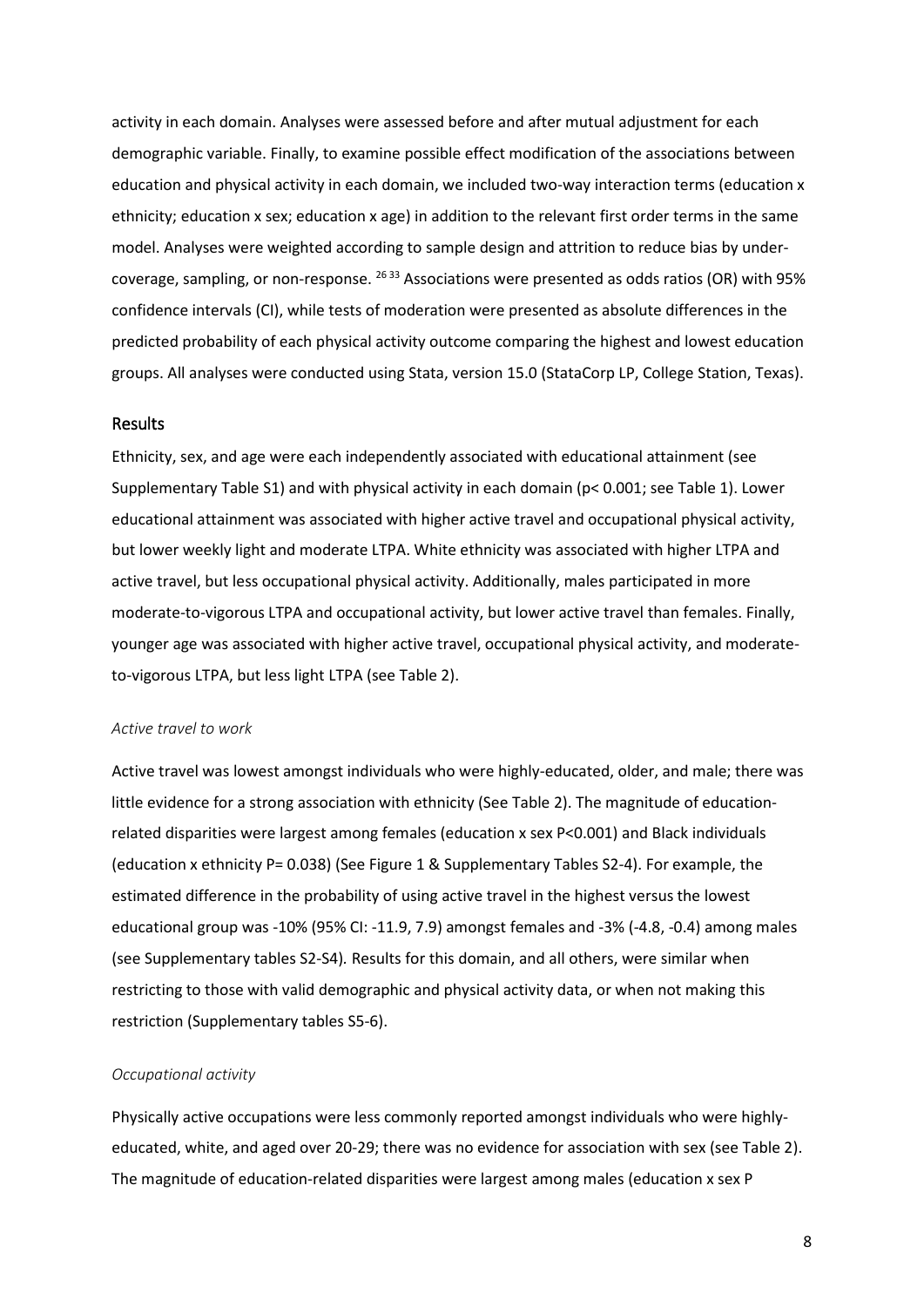activity in each domain. Analyses were assessed before and after mutual adjustment for each demographic variable. Finally, to examine possible effect modification of the associations between education and physical activity in each domain, we included two-way interaction terms (education x ethnicity; education x sex; education x age) in addition to the relevant first order terms in the same model. Analyses were weighted according to sample design and attrition to reduce bias by under-coverage, sampling, or non-response. [26 33] Associations were presented as odds ratios (OR) with 95% confidence intervals (CI), while tests of moderation were presented as absolute differences in the predicted probability of each physical activity outcome comparing the highest and lowest education groups. All analyses were conducted using Stata, version 15.0 (StataCorp LP, College Station, Texas).

## Results

Ethnicity, sex, and age were each independently associated with educational attainment (see Supplementary Table S1) and with physical activity in each domain ($p< 0.001$; see Table 1). Lower educational attainment was associated with higher active travel and occupational physical activity, but lower weekly light and moderate LTPA. White ethnicity was associated with higher LTPA and active travel, but less occupational physical activity. Additionally, males participated in more moderate-to-vigorous LTPA and occupational activity, but lower active travel than females. Finally, younger age was associated with higher active travel, occupational physical activity, and moderate-to-vigorous LTPA, but less light LTPA (see Table 2).

### *Active travel to work*

Active travel was lowest amongst individuals who were highly-educated, older, and male; there was little evidence for a strong association with ethnicity (See Table 2). The magnitude of education-related disparities were largest among females (education x sex $P<0.001$) and Black individuals (education x ethnicity $P= 0.038$) (See Figure 1 & Supplementary Tables S2-4). For example, the estimated difference in the probability of using active travel in the highest versus the lowest educational group was -10% (95% CI: -11.9, 7.9) amongst females and -3% (-4.8, -0.4) among males (see Supplementary tables S2-S4). Results for this domain, and all others, were similar when restricting to those with valid demographic and physical activity data, or when not making this restriction (Supplementary tables S5-6).

### *Occupational activity*

Physically active occupations were less commonly reported amongst individuals who were highly-educated, white, and aged over 20-29; there was no evidence for association with sex (see Table 2). The magnitude of education-related disparities were largest among males (education x sex P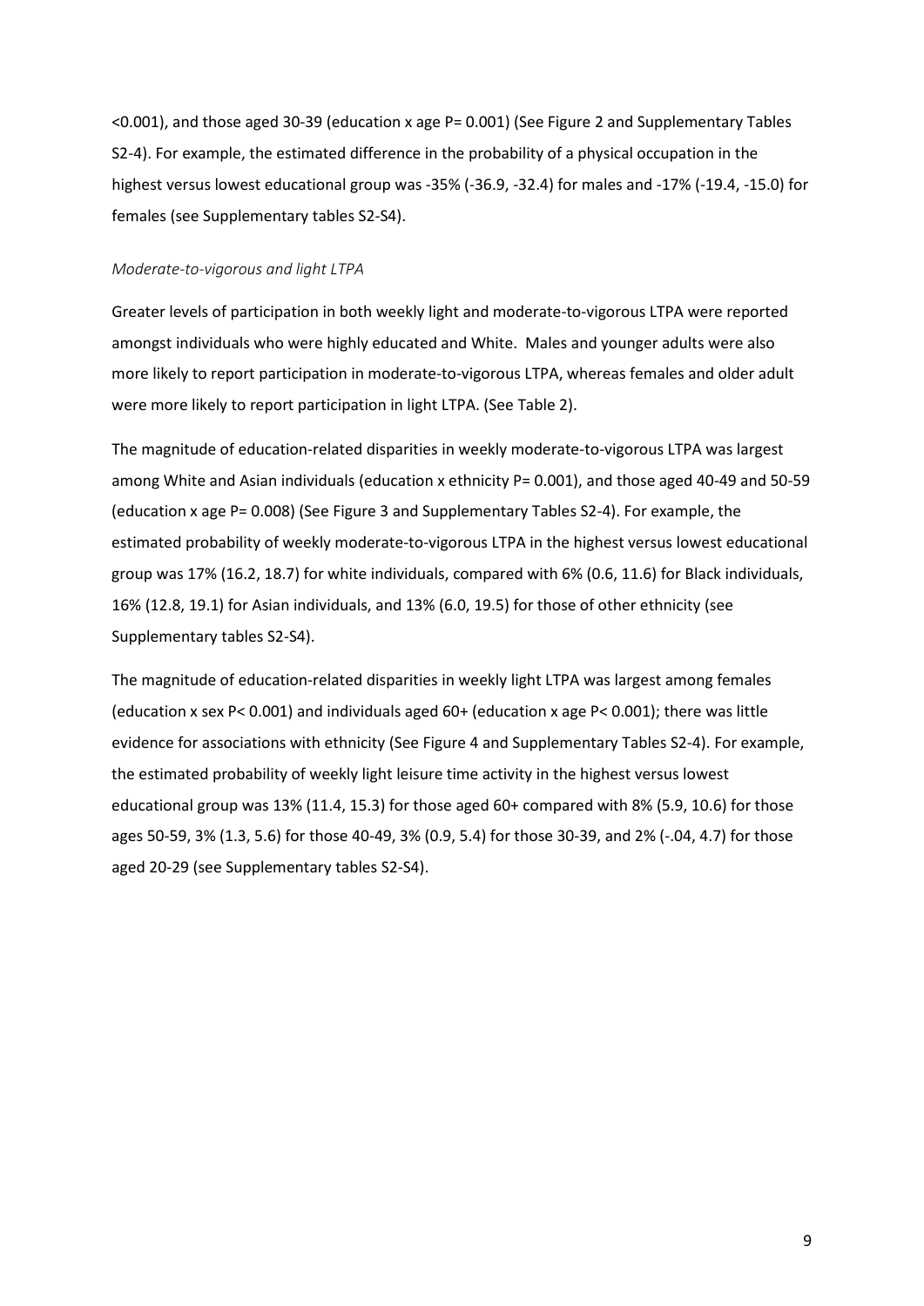<0.001), and those aged 30-39 (education x age P= 0.001) (See Figure 2 and Supplementary Tables S2-4). For example, the estimated difference in the probability of a physical occupation in the highest versus lowest educational group was -35% (-36.9, -32.4) for males and -17% (-19.4, -15.0) for females (see Supplementary tables S2-S4).

*Moderate-to-vigorous and light LTPA*

Greater levels of participation in both weekly light and moderate-to-vigorous LTPA were reported amongst individuals who were highly educated and White. Males and younger adults were also more likely to report participation in moderate-to-vigorous LTPA, whereas females and older adult were more likely to report participation in light LTPA. (See Table 2).

The magnitude of education-related disparities in weekly moderate-to-vigorous LTPA was largest among White and Asian individuals (education x ethnicity P= 0.001), and those aged 40-49 and 50-59 (education x age P= 0.008) (See Figure 3 and Supplementary Tables S2-4). For example, the estimated probability of weekly moderate-to-vigorous LTPA in the highest versus lowest educational group was 17% (16.2, 18.7) for white individuals, compared with 6% (0.6, 11.6) for Black individuals, 16% (12.8, 19.1) for Asian individuals, and 13% (6.0, 19.5) for those of other ethnicity (see Supplementary tables S2-S4).

The magnitude of education-related disparities in weekly light LTPA was largest among females (education x sex P< 0.001) and individuals aged 60+ (education x age P< 0.001); there was little evidence for associations with ethnicity (See Figure 4 and Supplementary Tables S2-4). For example, the estimated probability of weekly light leisure time activity in the highest versus lowest educational group was 13% (11.4, 15.3) for those aged 60+ compared with 8% (5.9, 10.6) for those ages 50-59, 3% (1.3, 5.6) for those 40-49, 3% (0.9, 5.4) for those 30-39, and 2% (-.04, 4.7) for those aged 20-29 (see Supplementary tables S2-S4).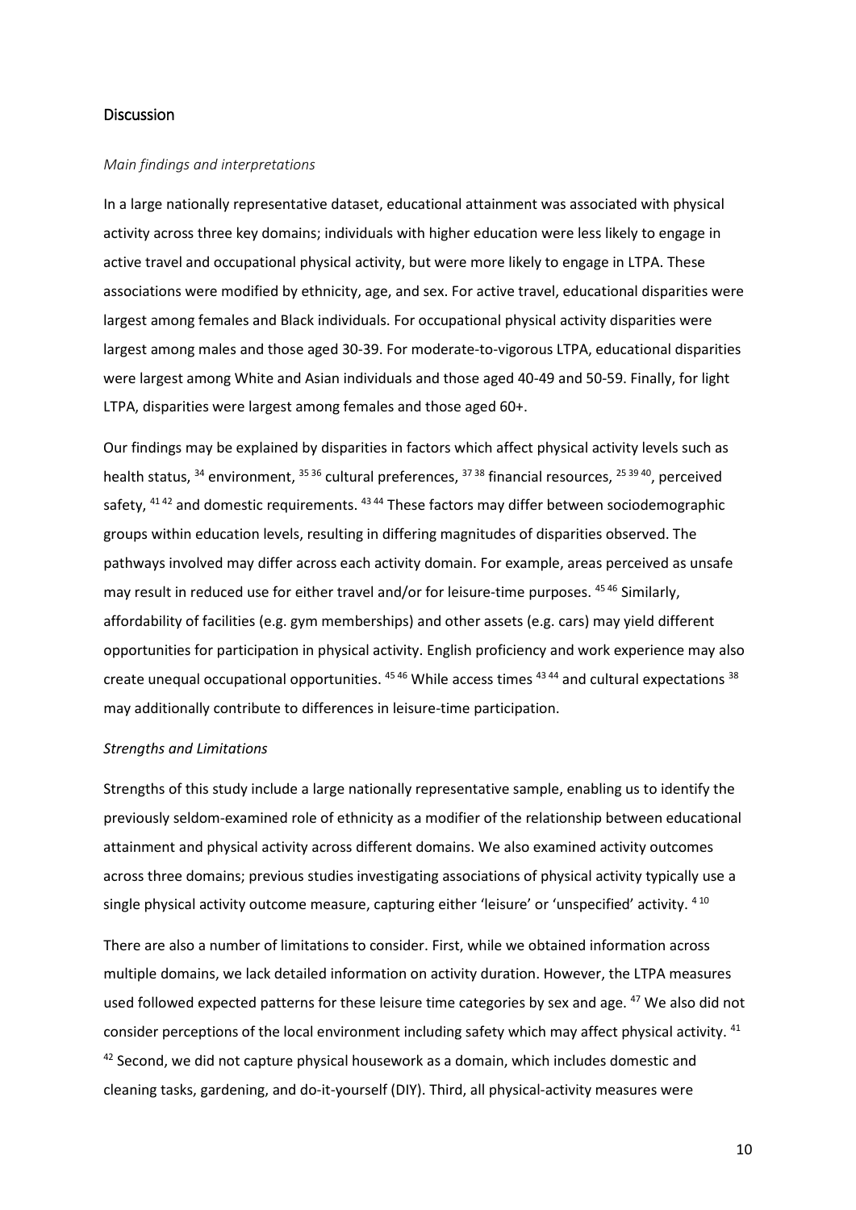## Discussion

*Main findings and interpretations*

In a large nationally representative dataset, educational attainment was associated with physical activity across three key domains; individuals with higher education were less likely to engage in active travel and occupational physical activity, but were more likely to engage in LTPA. These associations were modified by ethnicity, age, and sex. For active travel, educational disparities were largest among females and Black individuals. For occupational physical activity disparities were largest among males and those aged 30-39. For moderate-to-vigorous LTPA, educational disparities were largest among White and Asian individuals and those aged 40-49 and 50-59. Finally, for light LTPA, disparities were largest among females and those aged 60+.

Our findings may be explained by disparities in factors which affect physical activity levels such as health status, [34] environment, [35 36] cultural preferences, [37 38] financial resources, [25 39 40], perceived safety, [41 42] and domestic requirements. [43 44] These factors may differ between sociodemographic groups within education levels, resulting in differing magnitudes of disparities observed. The pathways involved may differ across each activity domain. For example, areas perceived as unsafe may result in reduced use for either travel and/or for leisure-time purposes. [45 46] Similarly, affordability of facilities (e.g. gym memberships) and other assets (e.g. cars) may yield different opportunities for participation in physical activity. English proficiency and work experience may also create unequal occupational opportunities. [45 46] While access times [43 44] and cultural expectations [38] may additionally contribute to differences in leisure-time participation.

*Strengths and Limitations*

Strengths of this study include a large nationally representative sample, enabling us to identify the previously seldom-examined role of ethnicity as a modifier of the relationship between educational attainment and physical activity across different domains. We also examined activity outcomes across three domains; previous studies investigating associations of physical activity typically use a single physical activity outcome measure, capturing either 'leisure' or 'unspecified' activity. [4 10]

There are also a number of limitations to consider. First, while we obtained information across multiple domains, we lack detailed information on activity duration. However, the LTPA measures used followed expected patterns for these leisure time categories by sex and age. [47] We also did not consider perceptions of the local environment including safety which may affect physical activity. [41 42] Second, we did not capture physical housework as a domain, which includes domestic and cleaning tasks, gardening, and do-it-yourself (DIY). Third, all physical-activity measures were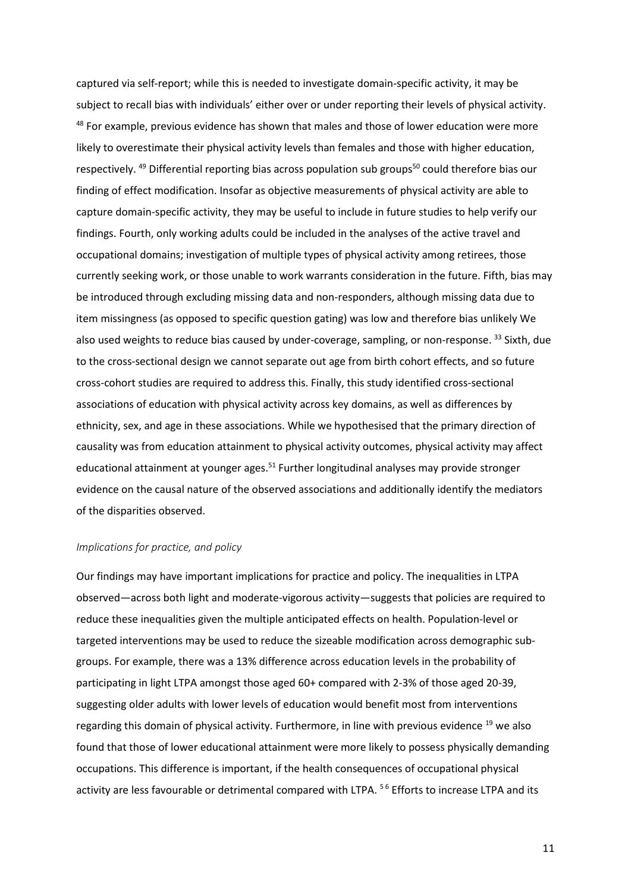captured via self-report; while this is needed to investigate domain-specific activity, it may be subject to recall bias with individuals' either over or under reporting their levels of physical activity. [48] For example, previous evidence has shown that males and those of lower education were more likely to overestimate their physical activity levels than females and those with higher education, respectively. [49] Differential reporting bias across population sub groups[50] could therefore bias our finding of effect modification. Insofar as objective measurements of physical activity are able to capture domain-specific activity, they may be useful to include in future studies to help verify our findings. Fourth, only working adults could be included in the analyses of the active travel and occupational domains; investigation of multiple types of physical activity among retirees, those currently seeking work, or those unable to work warrants consideration in the future. Fifth, bias may be introduced through excluding missing data and non-responders, although missing data due to item missingness (as opposed to specific question gating) was low and therefore bias unlikely We also used weights to reduce bias caused by under-coverage, sampling, or non-response. [33] Sixth, due to the cross-sectional design we cannot separate out age from birth cohort effects, and so future cross-cohort studies are required to address this. Finally, this study identified cross-sectional associations of education with physical activity across key domains, as well as differences by ethnicity, sex, and age in these associations. While we hypothesised that the primary direction of causality was from education attainment to physical activity outcomes, physical activity may affect educational attainment at younger ages.[51] Further longitudinal analyses may provide stronger evidence on the causal nature of the observed associations and additionally identify the mediators of the disparities observed.

### *Implications for practice, and policy*

Our findings may have important implications for practice and policy. The inequalities in LTPA observed—across both light and moderate-vigorous activity—suggests that policies are required to reduce these inequalities given the multiple anticipated effects on health. Population-level or targeted interventions may be used to reduce the sizeable modification across demographic sub-groups. For example, there was a 13% difference across education levels in the probability of participating in light LTPA amongst those aged 60+ compared with 2-3% of those aged 20-39, suggesting older adults with lower levels of education would benefit most from interventions regarding this domain of physical activity. Furthermore, in line with previous evidence [19] we also found that those of lower educational attainment were more likely to possess physically demanding occupations. This difference is important, if the health consequences of occupational physical activity are less favourable or detrimental compared with LTPA. [5,6] Efforts to increase LTPA and its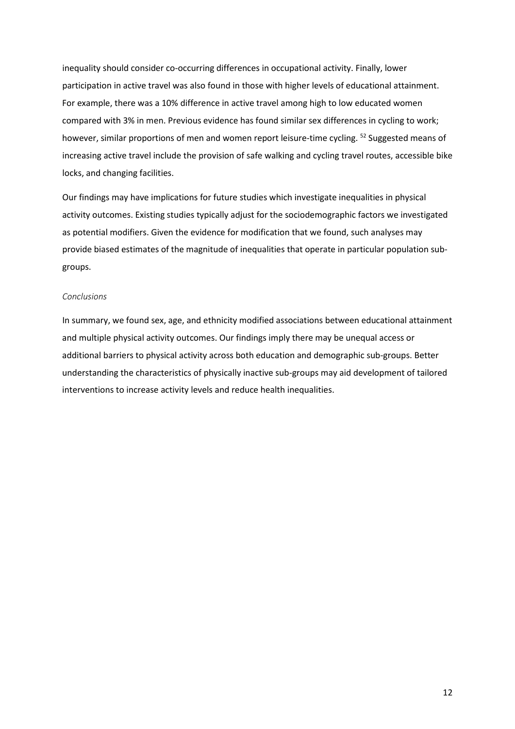inequality should consider co-occurring differences in occupational activity. Finally, lower participation in active travel was also found in those with higher levels of educational attainment. For example, there was a 10% difference in active travel among high to low educated women compared with 3% in men. Previous evidence has found similar sex differences in cycling to work; however, similar proportions of men and women report leisure-time cycling. [52] Suggested means of increasing active travel include the provision of safe walking and cycling travel routes, accessible bike locks, and changing facilities.

Our findings may have implications for future studies which investigate inequalities in physical activity outcomes. Existing studies typically adjust for the sociodemographic factors we investigated as potential modifiers. Given the evidence for modification that we found, such analyses may provide biased estimates of the magnitude of inequalities that operate in particular population sub-groups.

### *Conclusions*

In summary, we found sex, age, and ethnicity modified associations between educational attainment and multiple physical activity outcomes. Our findings imply there may be unequal access or additional barriers to physical activity across both education and demographic sub-groups. Better understanding the characteristics of physically inactive sub-groups may aid development of tailored interventions to increase activity levels and reduce health inequalities.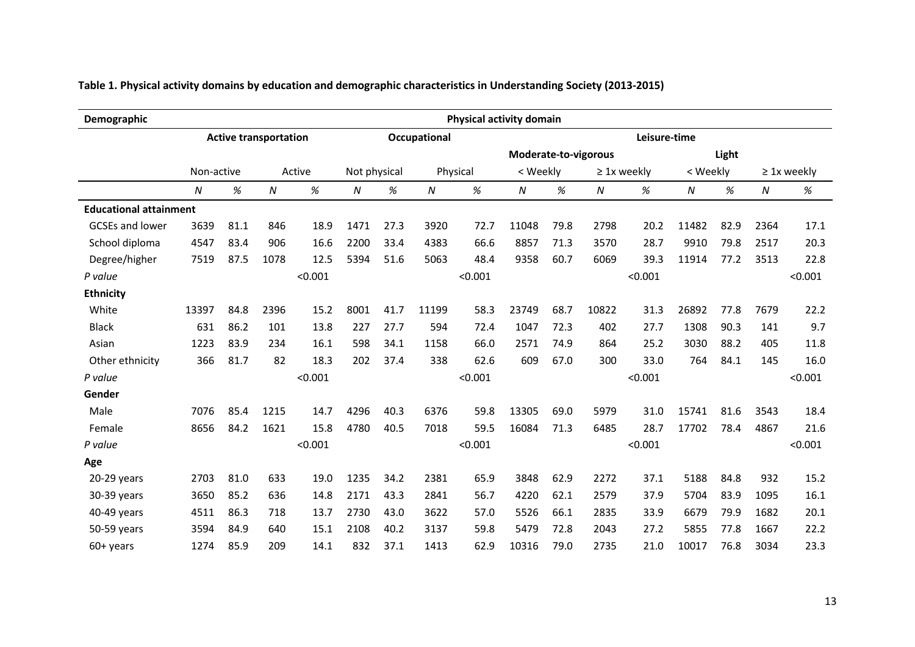**Table 1. Physical activity domains by education and demographic characteristics in Understanding Society (2013-2015)**

| Demographic | Physical activity domain | | | | | | | | | | | | | | | |
|---|---|---|---|---|---|---|---|---|---|---|---|---|---|---|---|---|
| | Active transportation | | | | Occupational | | | | Leisure-time | | | | | | | |
| | | | | | | | | | Moderate-to-vigorous | | | | Light | | | |
| | Non-active | | Active | | Not physical | | Physical | | < Weekly | | ≥ 1x weekly | | < Weekly | | ≥ 1x weekly | |
| | *N* | *%* | *N* | *%* | *N* | *%* | *N* | *%* | *N* | *%* | *N* | *%* | *N* | *%* | *N* | *%* |
| **Educational attainment** | | | | | | | | | | | | | | | | |
| GCSEs and lower | 3639 | 81.1 | 846 | 18.9 | 1471 | 27.3 | 3920 | 72.7 | 11048 | 79.8 | 2798 | 20.2 | 11482 | 82.9 | 2364 | 17.1 |
| School diploma | 4547 | 83.4 | 906 | 16.6 | 2200 | 33.4 | 4383 | 66.6 | 8857 | 71.3 | 3570 | 28.7 | 9910 | 79.8 | 2517 | 20.3 |
| Degree/higher | 7519 | 87.5 | 1078 | 12.5 | 5394 | 51.6 | 5063 | 48.4 | 9358 | 60.7 | 6069 | 39.3 | 11914 | 77.2 | 3513 | 22.8 |
| *P value* | | | | <0.001 | | | | <0.001 | | | | <0.001 | | | | <0.001 |
| **Ethnicity** | | | | | | | | | | | | | | | | |
| White | 13397 | 84.8 | 2396 | 15.2 | 8001 | 41.7 | 11199 | 58.3 | 23749 | 68.7 | 10822 | 31.3 | 26892 | 77.8 | 7679 | 22.2 |
| Black | 631 | 86.2 | 101 | 13.8 | 227 | 27.7 | 594 | 72.4 | 1047 | 72.3 | 402 | 27.7 | 1308 | 90.3 | 141 | 9.7 |
| Asian | 1223 | 83.9 | 234 | 16.1 | 598 | 34.1 | 1158 | 66.0 | 2571 | 74.9 | 864 | 25.2 | 3030 | 88.2 | 405 | 11.8 |
| Other ethnicity | 366 | 81.7 | 82 | 18.3 | 202 | 37.4 | 338 | 62.6 | 609 | 67.0 | 300 | 33.0 | 764 | 84.1 | 145 | 16.0 |
| *P value* | | | | <0.001 | | | | <0.001 | | | | <0.001 | | | | <0.001 |
| **Gender** | | | | | | | | | | | | | | | | |
| Male | 7076 | 85.4 | 1215 | 14.7 | 4296 | 40.3 | 6376 | 59.8 | 13305 | 69.0 | 5979 | 31.0 | 15741 | 81.6 | 3543 | 18.4 |
| Female | 8656 | 84.2 | 1621 | 15.8 | 4780 | 40.5 | 7018 | 59.5 | 16084 | 71.3 | 6485 | 28.7 | 17702 | 78.4 | 4867 | 21.6 |
| *P value* | | | | <0.001 | | | | <0.001 | | | | <0.001 | | | | <0.001 |
| **Age** | | | | | | | | | | | | | | | | |
| 20-29 years | 2703 | 81.0 | 633 | 19.0 | 1235 | 34.2 | 2381 | 65.9 | 3848 | 62.9 | 2272 | 37.1 | 5188 | 84.8 | 932 | 15.2 |
| 30-39 years | 3650 | 85.2 | 636 | 14.8 | 2171 | 43.3 | 2841 | 56.7 | 4220 | 62.1 | 2579 | 37.9 | 5704 | 83.9 | 1095 | 16.1 |
| 40-49 years | 4511 | 86.3 | 718 | 13.7 | 2730 | 43.0 | 3622 | 57.0 | 5526 | 66.1 | 2835 | 33.9 | 6679 | 79.9 | 1682 | 20.1 |
| 50-59 years | 3594 | 84.9 | 640 | 15.1 | 2108 | 40.2 | 3137 | 59.8 | 5479 | 72.8 | 2043 | 27.2 | 5855 | 77.8 | 1667 | 22.2 |
| 60+ years | 1274 | 85.9 | 209 | 14.1 | 832 | 37.1 | 1413 | 62.9 | 10316 | 79.0 | 2735 | 21.0 | 10017 | 76.8 | 3034 | 23.3 |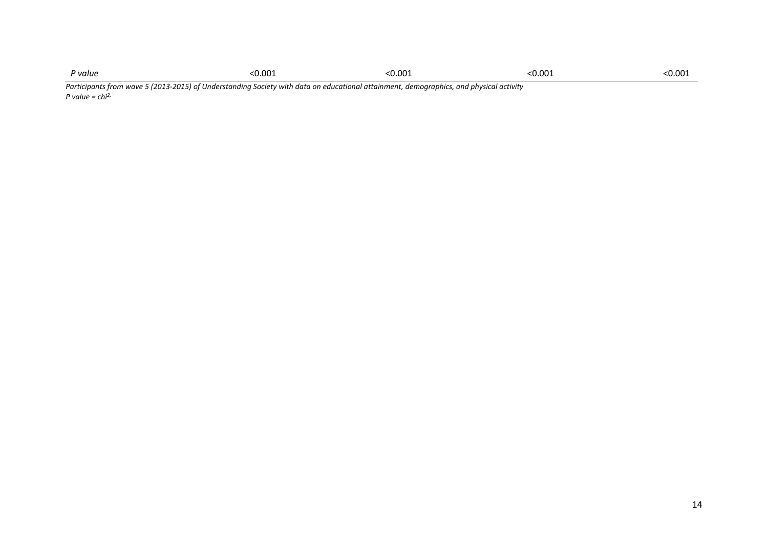| *P value* | <0.001 | <0.001 | <0.001 | <0.001 |
|---|---|---|---|---|

*Participants from wave 5 (2013-2015) of Understanding Society with data on educational attainment, demographics, and physical activity*
*P value = $chi^2$,*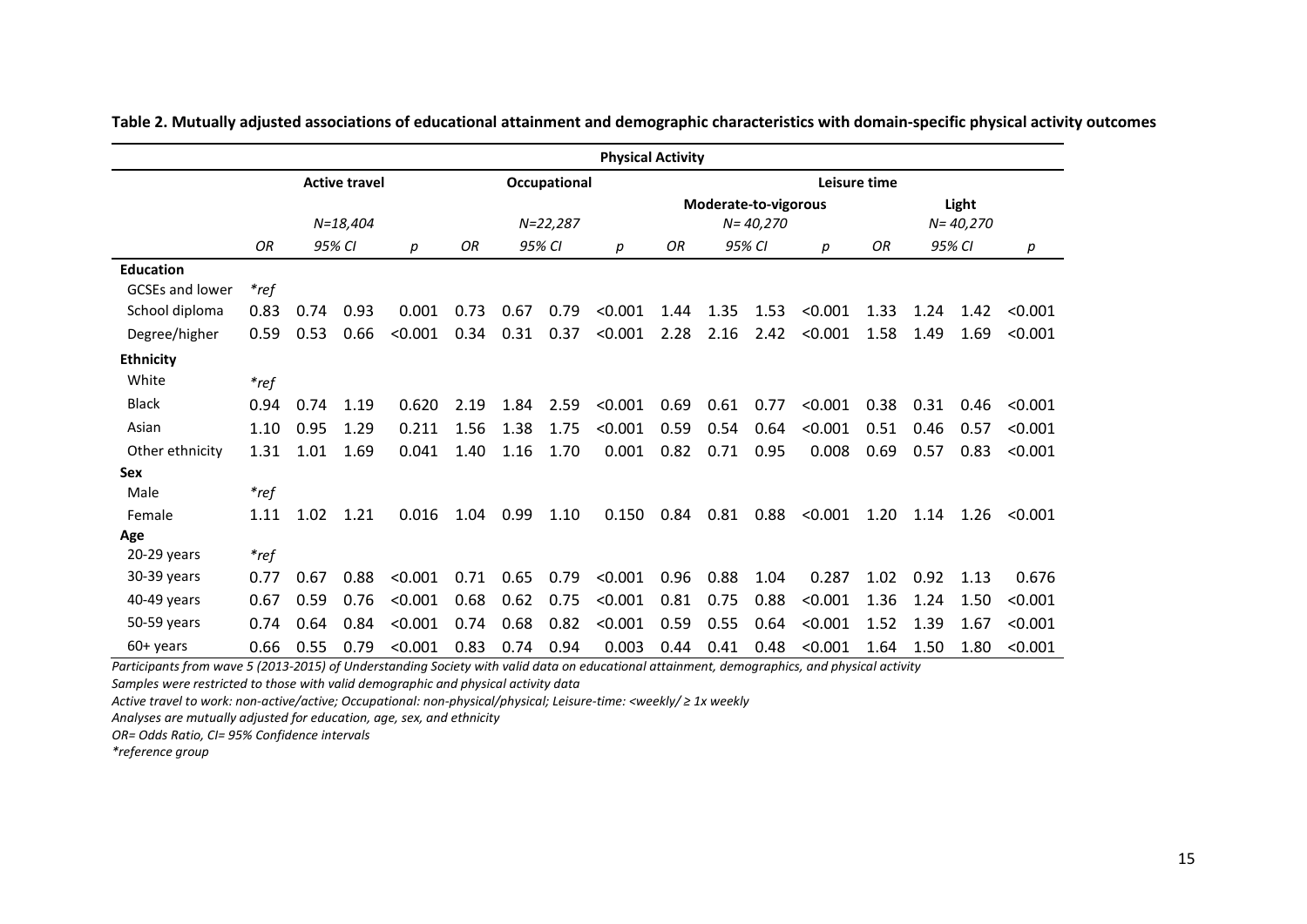**Table 2. Mutually adjusted associations of educational attainment and demographic characteristics with domain-specific physical activity outcomes**

| | Physical Activity | | | | | | | | | | | | | | | |
|---|---|---|---|---|---|---|---|---|---|---|---|---|---|---|---|---|
| | Active travel | | | | Occupational | | | | Leisure time | | | | | | | |
| | | | | | | | | | Moderate-to-vigorous | | | | Light | | | |
| | *N=18,404* | | | | *N=22,287* | | | | *N= 40,270* | | | | *N= 40,270* | | | |
| | *OR* | *95% CI* | | *p* | *OR* | *95% CI* | | *p* | *OR* | *95% CI* | | *p* | *OR* | *95% CI* | | *p* |
| **Education** | | | | | | | | | | | | | | | | |
| GCSEs and lower | *\*ref* | | | | | | | | | | | | | | | |
| School diploma | 0.83 | 0.74 | 0.93 | 0.001 | 0.73 | 0.67 | 0.79 | <0.001 | 1.44 | 1.35 | 1.53 | <0.001 | 1.33 | 1.24 | 1.42 | <0.001 |
| Degree/higher | 0.59 | 0.53 | 0.66 | <0.001 | 0.34 | 0.31 | 0.37 | <0.001 | 2.28 | 2.16 | 2.42 | <0.001 | 1.58 | 1.49 | 1.69 | <0.001 |
| **Ethnicity** | | | | | | | | | | | | | | | | |
| White | *\*ref* | | | | | | | | | | | | | | | |
| Black | 0.94 | 0.74 | 1.19 | 0.620 | 2.19 | 1.84 | 2.59 | <0.001 | 0.69 | 0.61 | 0.77 | <0.001 | 0.38 | 0.31 | 0.46 | <0.001 |
| Asian | 1.10 | 0.95 | 1.29 | 0.211 | 1.56 | 1.38 | 1.75 | <0.001 | 0.59 | 0.54 | 0.64 | <0.001 | 0.51 | 0.46 | 0.57 | <0.001 |
| Other ethnicity | 1.31 | 1.01 | 1.69 | 0.041 | 1.40 | 1.16 | 1.70 | 0.001 | 0.82 | 0.71 | 0.95 | 0.008 | 0.69 | 0.57 | 0.83 | <0.001 |
| **Sex** | | | | | | | | | | | | | | | | |
| Male | *\*ref* | | | | | | | | | | | | | | | |
| Female | 1.11 | 1.02 | 1.21 | 0.016 | 1.04 | 0.99 | 1.10 | 0.150 | 0.84 | 0.81 | 0.88 | <0.001 | 1.20 | 1.14 | 1.26 | <0.001 |
| **Age** | | | | | | | | | | | | | | | | |
| 20-29 years | *\*ref* | | | | | | | | | | | | | | | |
| 30-39 years | 0.77 | 0.67 | 0.88 | <0.001 | 0.71 | 0.65 | 0.79 | <0.001 | 0.96 | 0.88 | 1.04 | 0.287 | 1.02 | 0.92 | 1.13 | 0.676 |
| 40-49 years | 0.67 | 0.59 | 0.76 | <0.001 | 0.68 | 0.62 | 0.75 | <0.001 | 0.81 | 0.75 | 0.88 | <0.001 | 1.36 | 1.24 | 1.50 | <0.001 |
| 50-59 years | 0.74 | 0.64 | 0.84 | <0.001 | 0.74 | 0.68 | 0.82 | <0.001 | 0.59 | 0.55 | 0.64 | <0.001 | 1.52 | 1.39 | 1.67 | <0.001 |
| 60+ years | 0.66 | 0.55 | 0.79 | <0.001 | 0.83 | 0.74 | 0.94 | 0.003 | 0.44 | 0.41 | 0.48 | <0.001 | 1.64 | 1.50 | 1.80 | <0.001 |

*Participants from wave 5 (2013-2015) of Understanding Society with valid data on educational attainment, demographics, and physical activity*

*Samples were restricted to those with valid demographic and physical activity data*

*Active travel to work: non-active/active; Occupational: non-physical/physical; Leisure-time: <weekly/ ≥ 1x weekly*

*Analyses are mutually adjusted for education, age, sex, and ethnicity*

*OR= Odds Ratio, CI= 95% Confidence intervals*

*\*reference group*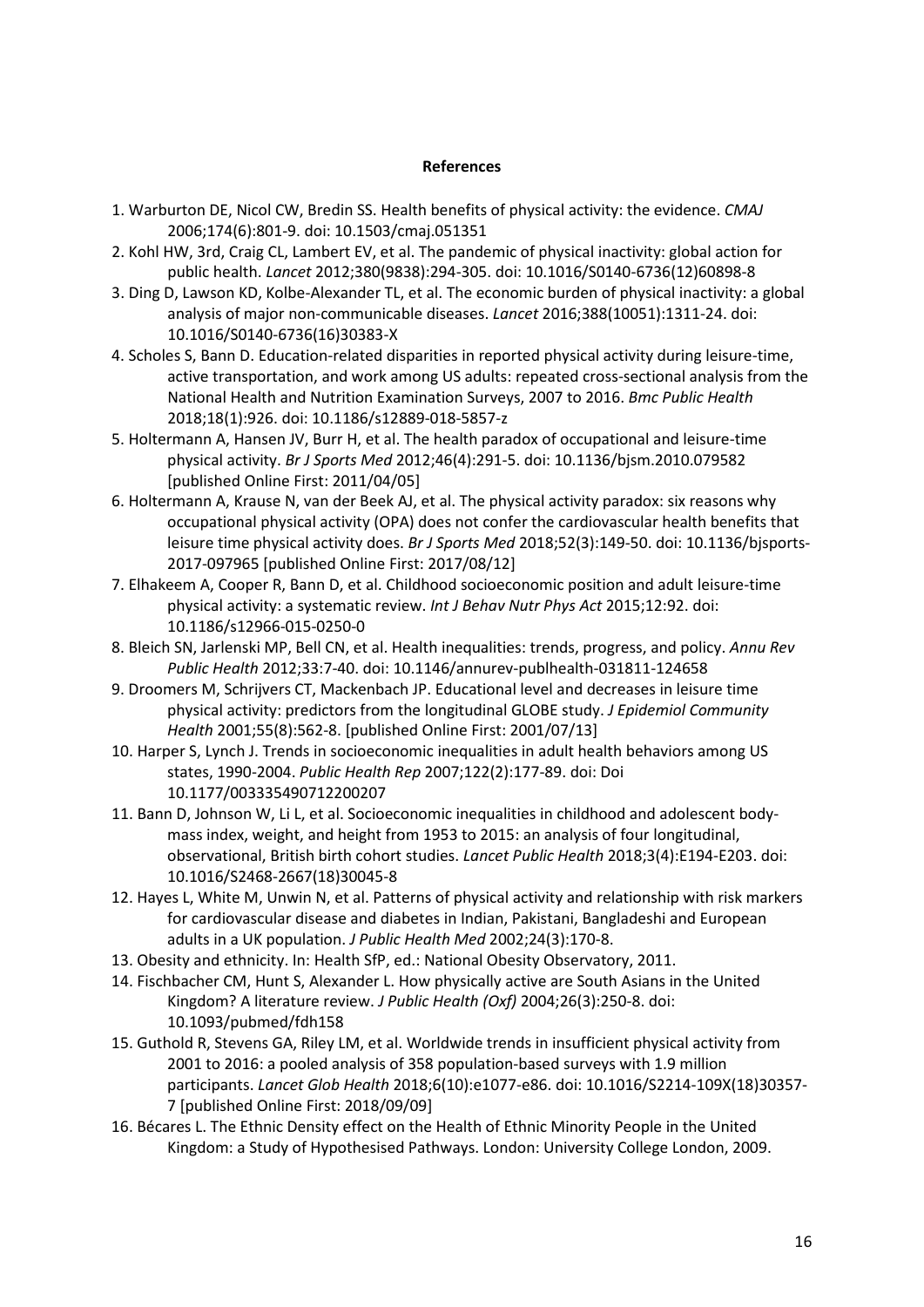**References**

1. Warburton DE, Nicol CW, Bredin SS. Health benefits of physical activity: the evidence. *CMAJ* 2006;174(6):801-9. doi: 10.1503/cmaj.051351
2. Kohl HW, 3rd, Craig CL, Lambert EV, et al. The pandemic of physical inactivity: global action for public health. *Lancet* 2012;380(9838):294-305. doi: 10.1016/S0140-6736(12)60898-8
3. Ding D, Lawson KD, Kolbe-Alexander TL, et al. The economic burden of physical inactivity: a global analysis of major non-communicable diseases. *Lancet* 2016;388(10051):1311-24. doi: 10.1016/S0140-6736(16)30383-X
4. Scholes S, Bann D. Education-related disparities in reported physical activity during leisure-time, active transportation, and work among US adults: repeated cross-sectional analysis from the National Health and Nutrition Examination Surveys, 2007 to 2016. *Bmc Public Health* 2018;18(1):926. doi: 10.1186/s12889-018-5857-z
5. Holtermann A, Hansen JV, Burr H, et al. The health paradox of occupational and leisure-time physical activity. *Br J Sports Med* 2012;46(4):291-5. doi: 10.1136/bjsm.2010.079582 [published Online First: 2011/04/05]
6. Holtermann A, Krause N, van der Beek AJ, et al. The physical activity paradox: six reasons why occupational physical activity (OPA) does not confer the cardiovascular health benefits that leisure time physical activity does. *Br J Sports Med* 2018;52(3):149-50. doi: 10.1136/bjsports-2017-097965 [published Online First: 2017/08/12]
7. Elhakeem A, Cooper R, Bann D, et al. Childhood socioeconomic position and adult leisure-time physical activity: a systematic review. *Int J Behav Nutr Phys Act* 2015;12:92. doi: 10.1186/s12966-015-0250-0
8. Bleich SN, Jarlenski MP, Bell CN, et al. Health inequalities: trends, progress, and policy. *Annu Rev Public Health* 2012;33:7-40. doi: 10.1146/annurev-publhealth-031811-124658
9. Droomers M, Schrijvers CT, Mackenbach JP. Educational level and decreases in leisure time physical activity: predictors from the longitudinal GLOBE study. *J Epidemiol Community Health* 2001;55(8):562-8. [published Online First: 2001/07/13]
10. Harper S, Lynch J. Trends in socioeconomic inequalities in adult health behaviors among US states, 1990-2004. *Public Health Rep* 2007;122(2):177-89. doi: Doi 10.1177/003335490712200207
11. Bann D, Johnson W, Li L, et al. Socioeconomic inequalities in childhood and adolescent body-mass index, weight, and height from 1953 to 2015: an analysis of four longitudinal, observational, British birth cohort studies. *Lancet Public Health* 2018;3(4):E194-E203. doi: 10.1016/S2468-2667(18)30045-8
12. Hayes L, White M, Unwin N, et al. Patterns of physical activity and relationship with risk markers for cardiovascular disease and diabetes in Indian, Pakistani, Bangladeshi and European adults in a UK population. *J Public Health Med* 2002;24(3):170-8.
13. Obesity and ethnicity. In: Health SfP, ed.: National Obesity Observatory, 2011.
14. Fischbacher CM, Hunt S, Alexander L. How physically active are South Asians in the United Kingdom? A literature review. *J Public Health (Oxf)* 2004;26(3):250-8. doi: 10.1093/pubmed/fdh158
15. Guthold R, Stevens GA, Riley LM, et al. Worldwide trends in insufficient physical activity from 2001 to 2016: a pooled analysis of 358 population-based surveys with 1.9 million participants. *Lancet Glob Health* 2018;6(10):e1077-e86. doi: 10.1016/S2214-109X(18)30357-7 [published Online First: 2018/09/09]
16. Bécares L. The Ethnic Density effect on the Health of Ethnic Minority People in the United Kingdom: a Study of Hypothesised Pathways. London: University College London, 2009.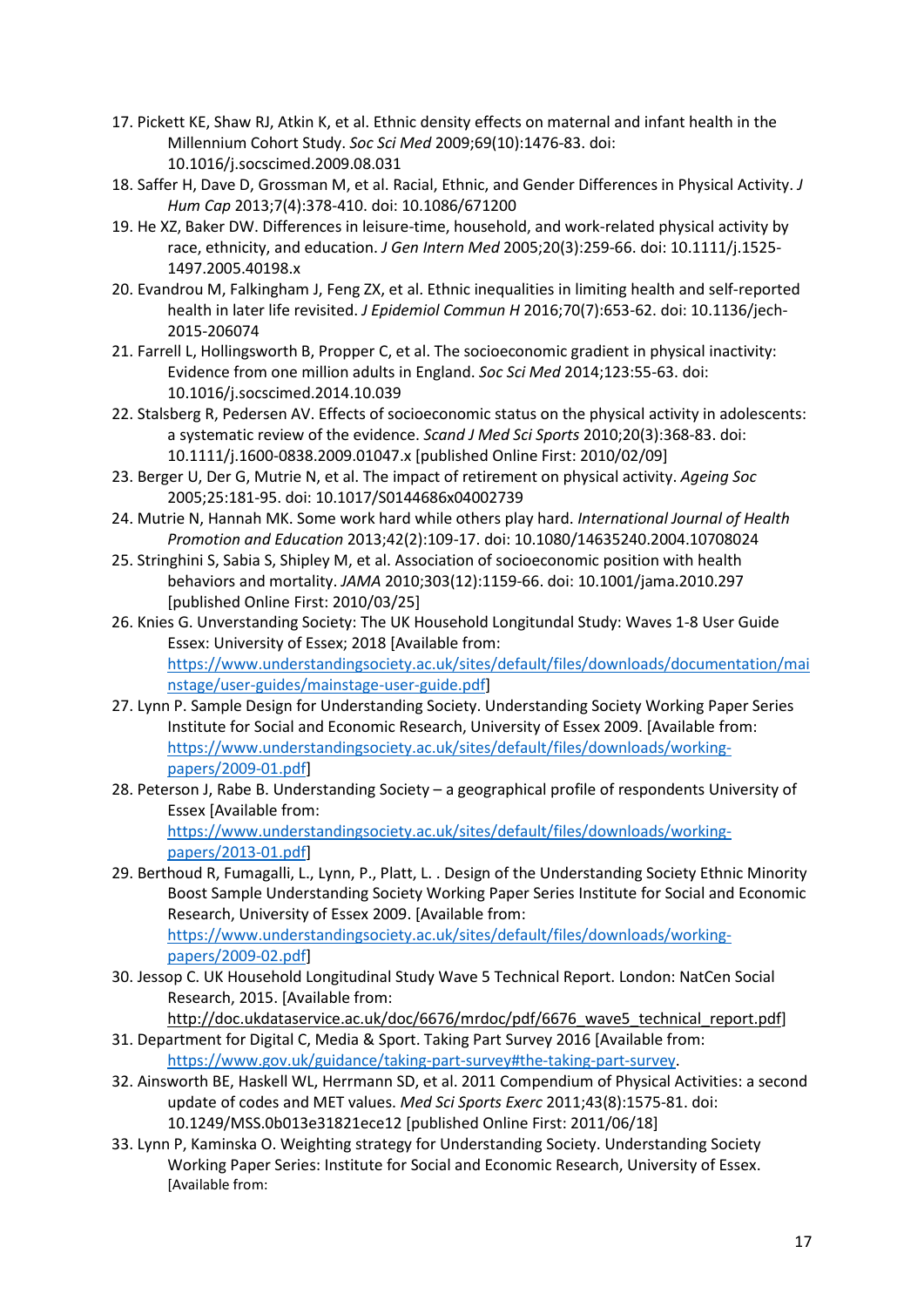17. Pickett KE, Shaw RJ, Atkin K, et al. Ethnic density effects on maternal and infant health in the Millennium Cohort Study. *Soc Sci Med* 2009;69(10):1476-83. doi: 10.1016/j.socscimed.2009.08.031
18. Saffer H, Dave D, Grossman M, et al. Racial, Ethnic, and Gender Differences in Physical Activity. *J Hum Cap* 2013;7(4):378-410. doi: 10.1086/671200
19. He XZ, Baker DW. Differences in leisure-time, household, and work-related physical activity by race, ethnicity, and education. *J Gen Intern Med* 2005;20(3):259-66. doi: 10.1111/j.1525-1497.2005.40198.x
20. Evandrou M, Falkingham J, Feng ZX, et al. Ethnic inequalities in limiting health and self-reported health in later life revisited. *J Epidemiol Commun H* 2016;70(7):653-62. doi: 10.1136/jech-2015-206074
21. Farrell L, Hollingsworth B, Propper C, et al. The socioeconomic gradient in physical inactivity: Evidence from one million adults in England. *Soc Sci Med* 2014;123:55-63. doi: 10.1016/j.socscimed.2014.10.039
22. Stalsberg R, Pedersen AV. Effects of socioeconomic status on the physical activity in adolescents: a systematic review of the evidence. *Scand J Med Sci Sports* 2010;20(3):368-83. doi: 10.1111/j.1600-0838.2009.01047.x [published Online First: 2010/02/09]
23. Berger U, Der G, Mutrie N, et al. The impact of retirement on physical activity. *Ageing Soc* 2005;25:181-95. doi: 10.1017/S0144686x04002739
24. Mutrie N, Hannah MK. Some work hard while others play hard. *International Journal of Health Promotion and Education* 2013;42(2):109-17. doi: 10.1080/14635240.2004.10708024
25. Stringhini S, Sabia S, Shipley M, et al. Association of socioeconomic position with health behaviors and mortality. *JAMA* 2010;303(12):1159-66. doi: 10.1001/jama.2010.297 [published Online First: 2010/03/25]
26. Knies G. Unverstanding Society: The UK Household Longitundal Study: Waves 1-8 User Guide Essex: University of Essex; 2018 [Available from: https://www.understandingsociety.ac.uk/sites/default/files/downloads/documentation/mainstage/user-guides/mainstage-user-guide.pdf]
27. Lynn P. Sample Design for Understanding Society. Understanding Society Working Paper Series Institute for Social and Economic Research, University of Essex 2009. [Available from: https://www.understandingsociety.ac.uk/sites/default/files/downloads/working-papers/2009-01.pdf]
28. Peterson J, Rabe B. Understanding Society – a geographical profile of respondents University of Essex [Available from: https://www.understandingsociety.ac.uk/sites/default/files/downloads/working-papers/2013-01.pdf]
29. Berthoud R, Fumagalli, L., Lynn, P., Platt, L. . Design of the Understanding Society Ethnic Minority Boost Sample Understanding Society Working Paper Series Institute for Social and Economic Research, University of Essex 2009. [Available from: https://www.understandingsociety.ac.uk/sites/default/files/downloads/working-papers/2009-02.pdf]
30. Jessop C. UK Household Longitudinal Study Wave 5 Technical Report. London: NatCen Social Research, 2015. [Available from: http://doc.ukdataservice.ac.uk/doc/6676/mrdoc/pdf/6676_wave5_technical_report.pdf]
31. Department for Digital C, Media & Sport. Taking Part Survey 2016 [Available from: https://www.gov.uk/guidance/taking-part-survey#the-taking-part-survey.
32. Ainsworth BE, Haskell WL, Herrmann SD, et al. 2011 Compendium of Physical Activities: a second update of codes and MET values. *Med Sci Sports Exerc* 2011;43(8):1575-81. doi: 10.1249/MSS.0b013e31821ece12 [published Online First: 2011/06/18]
33. Lynn P, Kaminska O. Weighting strategy for Understanding Society. Understanding Society Working Paper Series: Institute for Social and Economic Research, University of Essex. [Available from: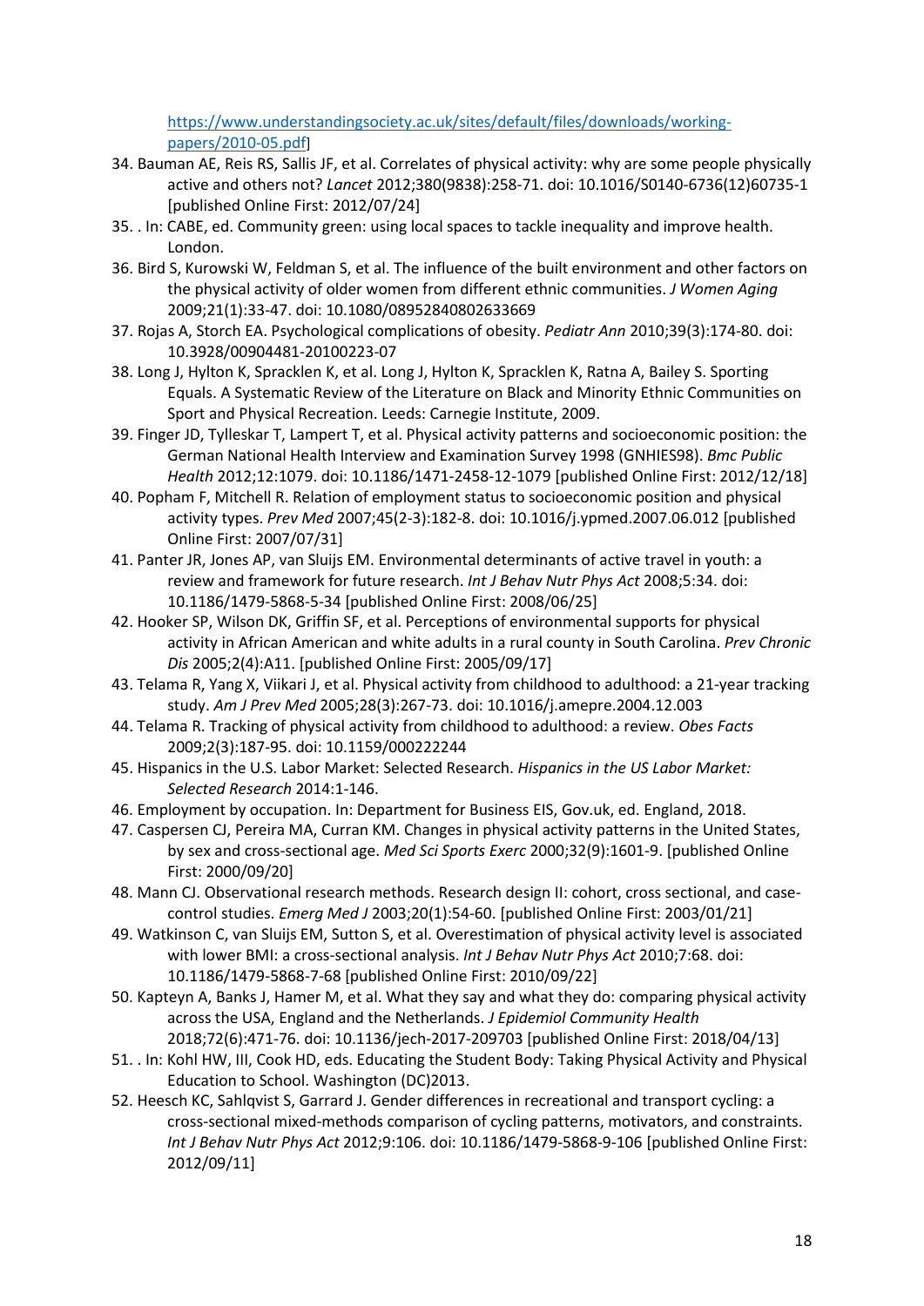https://www.understandingsociety.ac.uk/sites/default/files/downloads/working-papers/2010-05.pdf]

34. Bauman AE, Reis RS, Sallis JF, et al. Correlates of physical activity: why are some people physically active and others not? *Lancet* 2012;380(9838):258-71. doi: 10.1016/S0140-6736(12)60735-1 [published Online First: 2012/07/24]
35. . In: CABE, ed. Community green: using local spaces to tackle inequality and improve health. London.
36. Bird S, Kurowski W, Feldman S, et al. The influence of the built environment and other factors on the physical activity of older women from different ethnic communities. *J Women Aging* 2009;21(1):33-47. doi: 10.1080/08952840802633669
37. Rojas A, Storch EA. Psychological complications of obesity. *Pediatr Ann* 2010;39(3):174-80. doi: 10.3928/00904481-20100223-07
38. Long J, Hylton K, Spracklen K, et al. Long J, Hylton K, Spracklen K, Ratna A, Bailey S. Sporting Equals. A Systematic Review of the Literature on Black and Minority Ethnic Communities on Sport and Physical Recreation. Leeds: Carnegie Institute, 2009.
39. Finger JD, Tylleskar T, Lampert T, et al. Physical activity patterns and socioeconomic position: the German National Health Interview and Examination Survey 1998 (GNHIES98). *Bmc Public Health* 2012;12:1079. doi: 10.1186/1471-2458-12-1079 [published Online First: 2012/12/18]
40. Popham F, Mitchell R. Relation of employment status to socioeconomic position and physical activity types. *Prev Med* 2007;45(2-3):182-8. doi: 10.1016/j.ypmed.2007.06.012 [published Online First: 2007/07/31]
41. Panter JR, Jones AP, van Sluijs EM. Environmental determinants of active travel in youth: a review and framework for future research. *Int J Behav Nutr Phys Act* 2008;5:34. doi: 10.1186/1479-5868-5-34 [published Online First: 2008/06/25]
42. Hooker SP, Wilson DK, Griffin SF, et al. Perceptions of environmental supports for physical activity in African American and white adults in a rural county in South Carolina. *Prev Chronic Dis* 2005;2(4):A11. [published Online First: 2005/09/17]
43. Telama R, Yang X, Viikari J, et al. Physical activity from childhood to adulthood: a 21-year tracking study. *Am J Prev Med* 2005;28(3):267-73. doi: 10.1016/j.amepre.2004.12.003
44. Telama R. Tracking of physical activity from childhood to adulthood: a review. *Obes Facts* 2009;2(3):187-95. doi: 10.1159/000222244
45. Hispanics in the U.S. Labor Market: Selected Research. *Hispanics in the US Labor Market: Selected Research* 2014:1-146.
46. Employment by occupation. In: Department for Business EIS, Gov.uk, ed. England, 2018.
47. Caspersen CJ, Pereira MA, Curran KM. Changes in physical activity patterns in the United States, by sex and cross-sectional age. *Med Sci Sports Exerc* 2000;32(9):1601-9. [published Online First: 2000/09/20]
48. Mann CJ. Observational research methods. Research design II: cohort, cross sectional, and case-control studies. *Emerg Med J* 2003;20(1):54-60. [published Online First: 2003/01/21]
49. Watkinson C, van Sluijs EM, Sutton S, et al. Overestimation of physical activity level is associated with lower BMI: a cross-sectional analysis. *Int J Behav Nutr Phys Act* 2010;7:68. doi: 10.1186/1479-5868-7-68 [published Online First: 2010/09/22]
50. Kapteyn A, Banks J, Hamer M, et al. What they say and what they do: comparing physical activity across the USA, England and the Netherlands. *J Epidemiol Community Health* 2018;72(6):471-76. doi: 10.1136/jech-2017-209703 [published Online First: 2018/04/13]
51. . In: Kohl HW, III, Cook HD, eds. Educating the Student Body: Taking Physical Activity and Physical Education to School. Washington (DC)2013.
52. Heesch KC, Sahlqvist S, Garrard J. Gender differences in recreational and transport cycling: a cross-sectional mixed-methods comparison of cycling patterns, motivators, and constraints. *Int J Behav Nutr Phys Act* 2012;9:106. doi: 10.1186/1479-5868-9-106 [published Online First: 2012/09/11]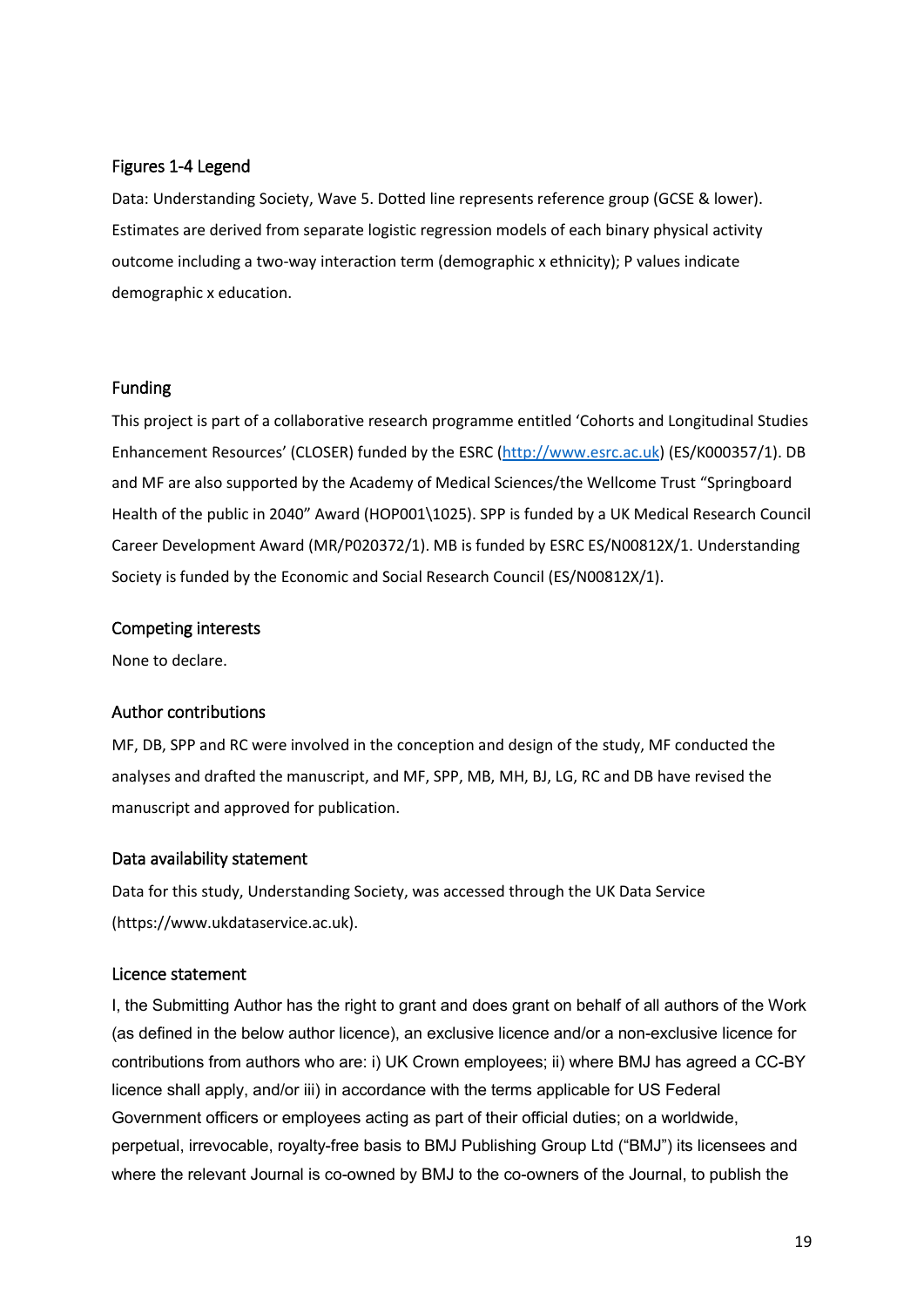## Figures 1-4 Legend

Data: Understanding Society, Wave 5. Dotted line represents reference group (GCSE & lower). Estimates are derived from separate logistic regression models of each binary physical activity outcome including a two-way interaction term (demographic x ethnicity); P values indicate demographic x education.

## Funding

This project is part of a collaborative research programme entitled 'Cohorts and Longitudinal Studies Enhancement Resources' (CLOSER) funded by the ESRC (http://www.esrc.ac.uk) (ES/K000357/1). DB and MF are also supported by the Academy of Medical Sciences/the Wellcome Trust "Springboard Health of the public in 2040" Award (HOP001\1025). SPP is funded by a UK Medical Research Council Career Development Award (MR/P020372/1). MB is funded by ESRC ES/N00812X/1. Understanding Society is funded by the Economic and Social Research Council (ES/N00812X/1).

## Competing interests

None to declare.

## Author contributions

MF, DB, SPP and RC were involved in the conception and design of the study, MF conducted the analyses and drafted the manuscript, and MF, SPP, MB, MH, BJ, LG, RC and DB have revised the manuscript and approved for publication.

## Data availability statement

Data for this study, Understanding Society, was accessed through the UK Data Service (https://www.ukdataservice.ac.uk).

## Licence statement

I, the Submitting Author has the right to grant and does grant on behalf of all authors of the Work (as defined in the below author licence), an exclusive licence and/or a non-exclusive licence for contributions from authors who are: i) UK Crown employees; ii) where BMJ has agreed a CC-BY licence shall apply, and/or iii) in accordance with the terms applicable for US Federal Government officers or employees acting as part of their official duties; on a worldwide, perpetual, irrevocable, royalty-free basis to BMJ Publishing Group Ltd ("BMJ") its licensees and where the relevant Journal is co-owned by BMJ to the co-owners of the Journal, to publish the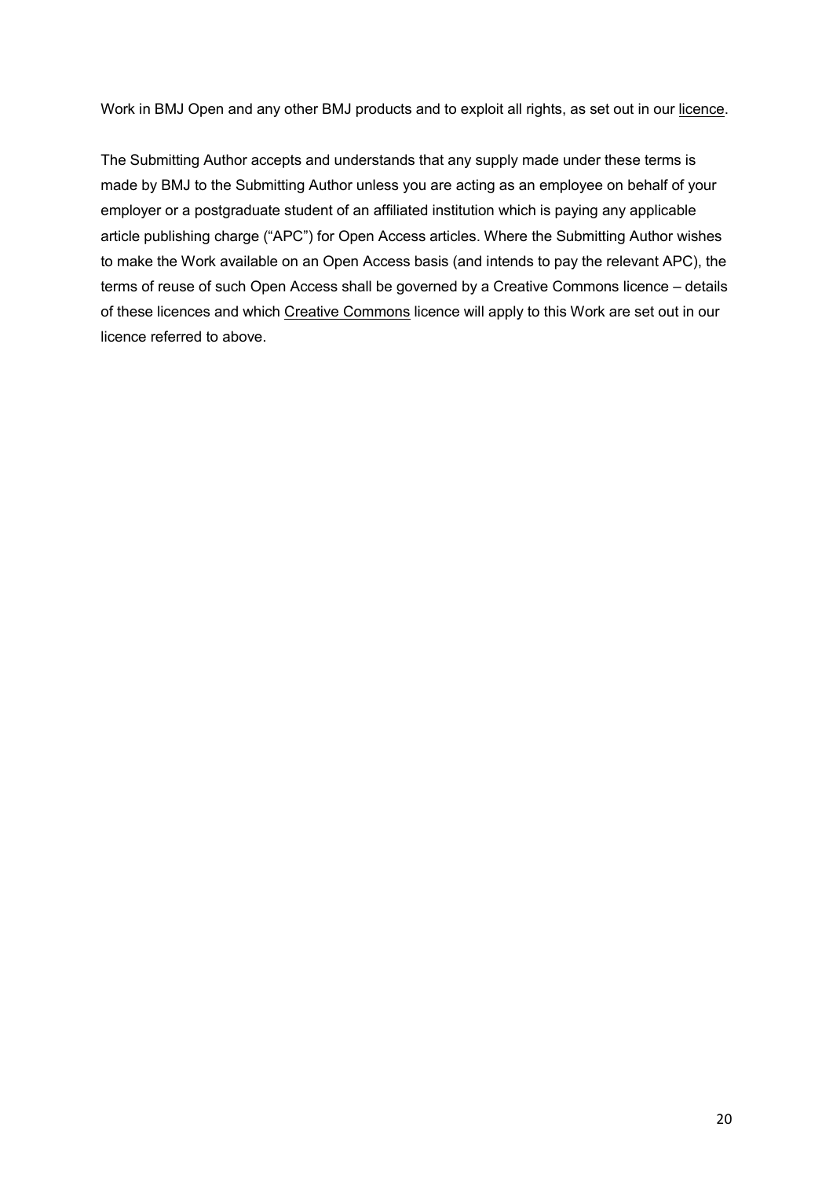Work in BMJ Open and any other BMJ products and to exploit all rights, as set out in our licence.

The Submitting Author accepts and understands that any supply made under these terms is made by BMJ to the Submitting Author unless you are acting as an employee on behalf of your employer or a postgraduate student of an affiliated institution which is paying any applicable article publishing charge ("APC") for Open Access articles. Where the Submitting Author wishes to make the Work available on an Open Access basis (and intends to pay the relevant APC), the terms of reuse of such Open Access shall be governed by a Creative Commons licence – details of these licences and which Creative Commons licence will apply to this Work are set out in our licence referred to above.